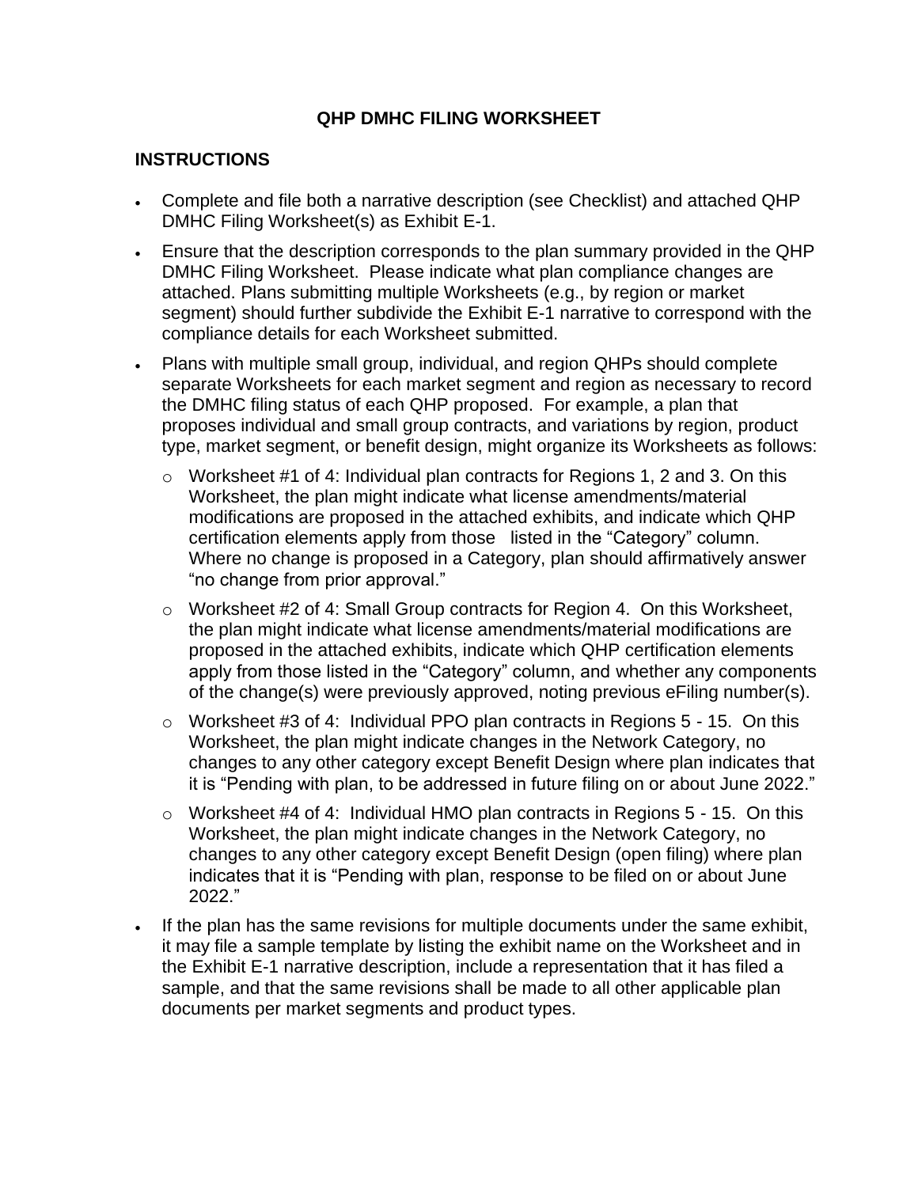# QHP DMHC FILING WORKSHEET

## INSTRUCTIONS

- Complete and file both a narrative description (see Checklist) and attached QHP DMHC Filing Worksheet(s) as Exhibit E-1.
- Ensure that the description corresponds to the plan summary provided in the QHP DMHC Filing Worksheet. Please indicate what plan compliance changes are attached. Plans submitting multiple Worksheets (e.g., by region or market segment) should further subdivide the Exhibit E-1 narrative to correspond with the compliance details for each Worksheet submitted.
- Plans with multiple small group, individual, and region QHPs should complete separate Worksheets for each market segment and region as necessary to record the DMHC filing status of each QHP proposed. For example, a plan that proposes individual and small group contracts, and variations by region, product type, market segment, or benefit design, might organize its Worksheets as follows:
  - Worksheet #1 of 4: Individual plan contracts for Regions 1, 2 and 3. On this Worksheet, the plan might indicate what license amendments/material modifications are proposed in the attached exhibits, and indicate which QHP certification elements apply from those listed in the "Category" column. Where no change is proposed in a Category, plan should affirmatively answer "no change from prior approval."
  - Worksheet #2 of 4: Small Group contracts for Region 4. On this Worksheet, the plan might indicate what license amendments/material modifications are proposed in the attached exhibits, indicate which QHP certification elements apply from those listed in the "Category" column, and whether any components of the change(s) were previously approved, noting previous eFiling number(s).
  - Worksheet #3 of 4: Individual PPO plan contracts in Regions 5 - 15. On this Worksheet, the plan might indicate changes in the Network Category, no changes to any other category except Benefit Design where plan indicates that it is "Pending with plan, to be addressed in future filing on or about June 2022."
  - Worksheet #4 of 4: Individual HMO plan contracts in Regions 5 - 15. On this Worksheet, the plan might indicate changes in the Network Category, no changes to any other category except Benefit Design (open filing) where plan indicates that it is "Pending with plan, response to be filed on or about June 2022."
- If the plan has the same revisions for multiple documents under the same exhibit, it may file a sample template by listing the exhibit name on the Worksheet and in the Exhibit E-1 narrative description, include a representation that it has filed a sample, and that the same revisions shall be made to all other applicable plan documents per market segments and product types.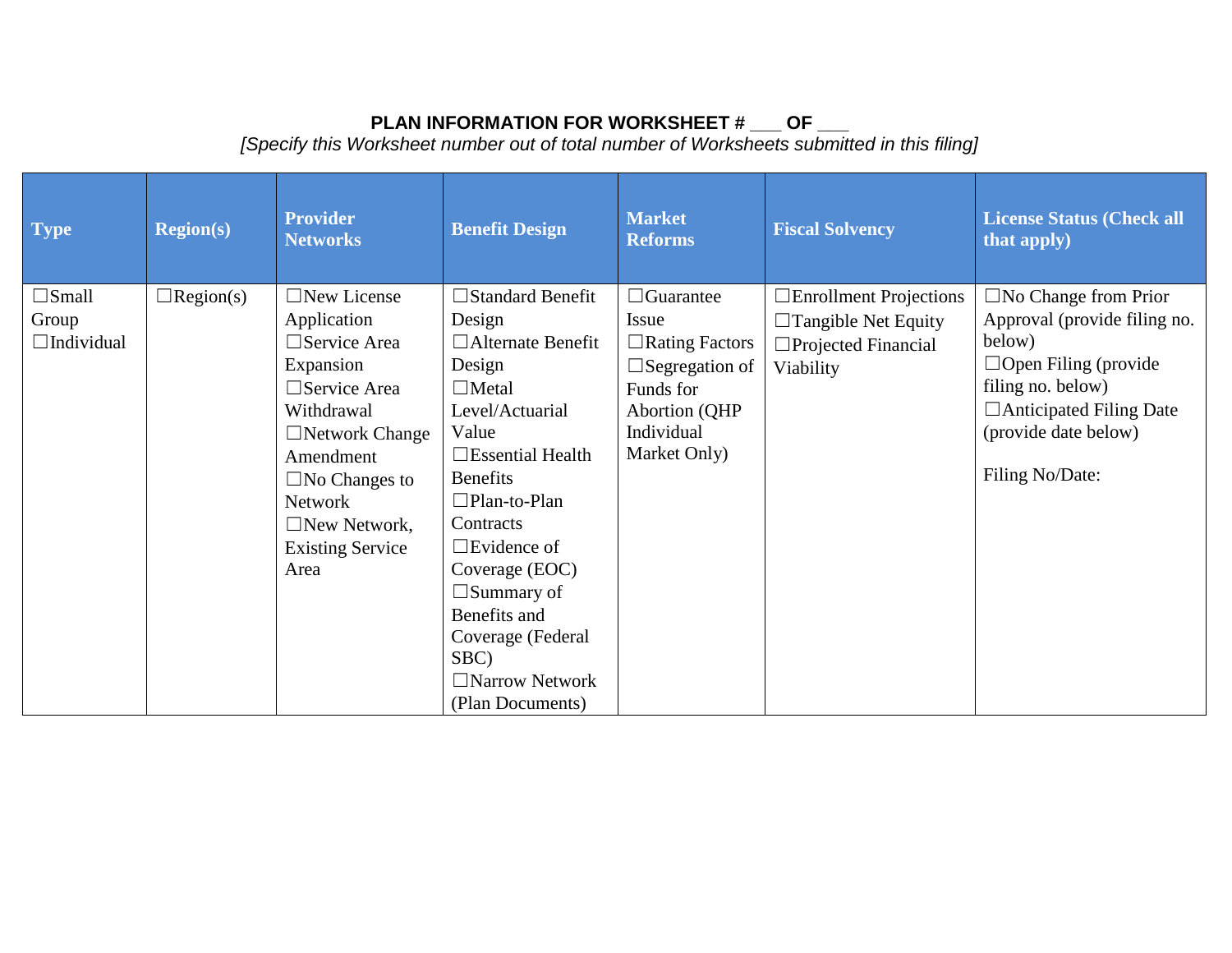**PLAN INFORMATION FOR WORKSHEET # ___ OF ___**

*[Specify this Worksheet number out of total number of Worksheets submitted in this filing]*

| Type | Region(s) | Provider Networks | Benefit Design | Market Reforms | Fiscal Solvency | License Status (Check all that apply) |
|---|---|---|---|---|---|---|
| ☐Small Group<br>☐Individual | ☐Region(s) | ☐New License Application<br>☐Service Area Expansion<br>☐Service Area Withdrawal<br>☐Network Change Amendment<br>☐No Changes to Network<br>☐New Network, Existing Service Area | ☐Standard Benefit Design<br>☐Alternate Benefit Design<br>☐Metal Level/Actuarial Value<br>☐Essential Health Benefits<br>☐Plan-to-Plan Contracts<br>☐Evidence of Coverage (EOC)<br>☐Summary of Benefits and Coverage (Federal SBC)<br>☐Narrow Network (Plan Documents) | ☐Guarantee Issue<br>☐Rating Factors<br>☐Segregation of Funds for Abortion (QHP Individual Market Only) | ☐Enrollment Projections<br>☐Tangible Net Equity<br>☐Projected Financial Viability | ☐No Change from Prior Approval (provide filing no. below)<br>☐Open Filing (provide filing no. below)<br>☐Anticipated Filing Date (provide date below)<br><br>Filing No/Date: |